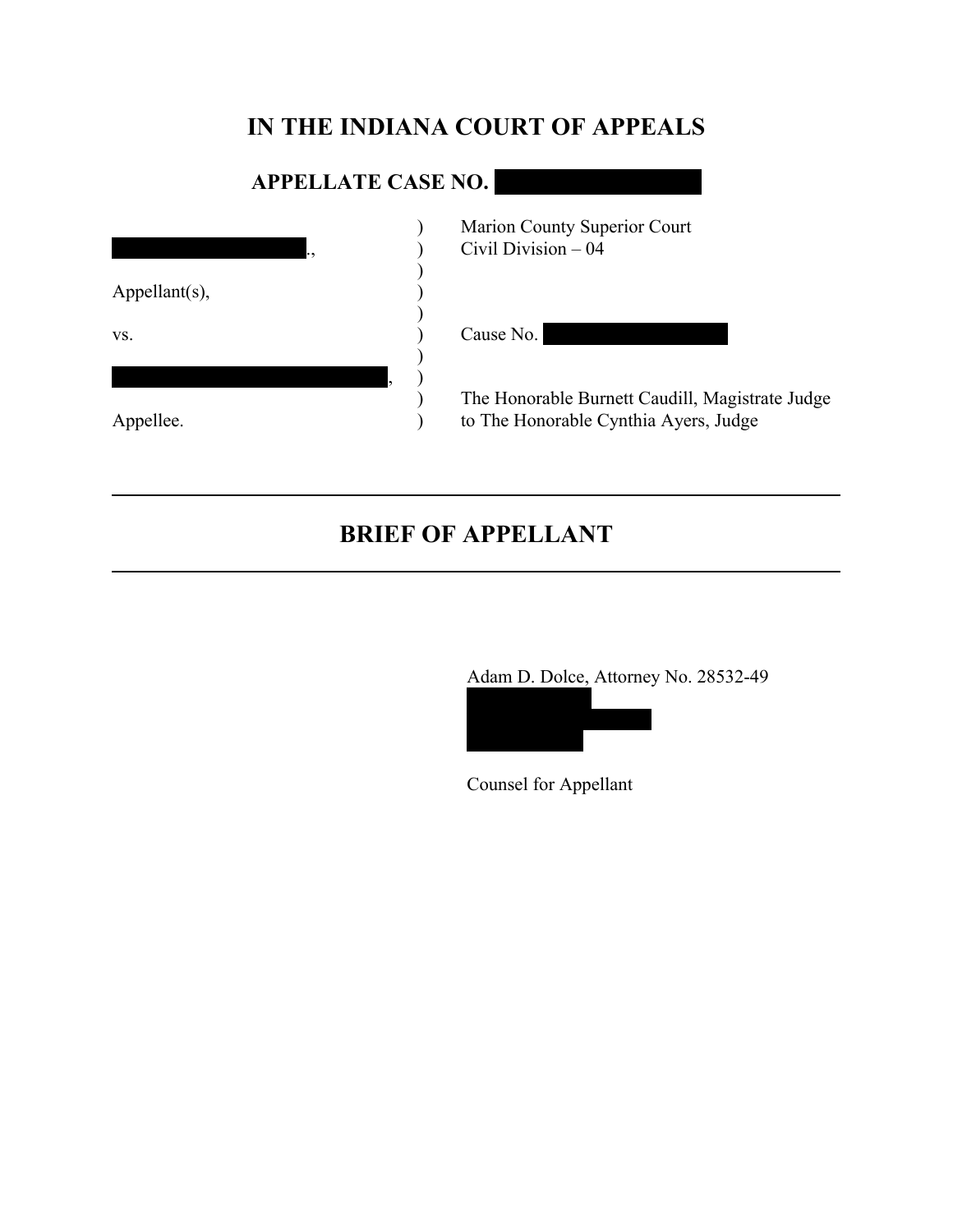# IN THE INDIANA COURT OF APPEALS

## APPELLATE CASE NO. [REDACTED]

| | | |
|---|---|---|
| [REDACTED]., | ) | Marion County Superior Court |
| | ) | Civil Division – 04 |
| | ) | |
| Appellant(s), | ) | |
| | ) | |
| vs. | ) | Cause No. [REDACTED] |
| | ) | |
| [REDACTED], | ) | |
| | ) | The Honorable Burnett Caudill, Magistrate Judge |
| Appellee. | ) | to The Honorable Cynthia Ayers, Judge |

---

# BRIEF OF APPELLANT

---

Adam D. Dolce, Attorney No. 28532-49
[REDACTED]
[REDACTED]
[REDACTED]

Counsel for Appellant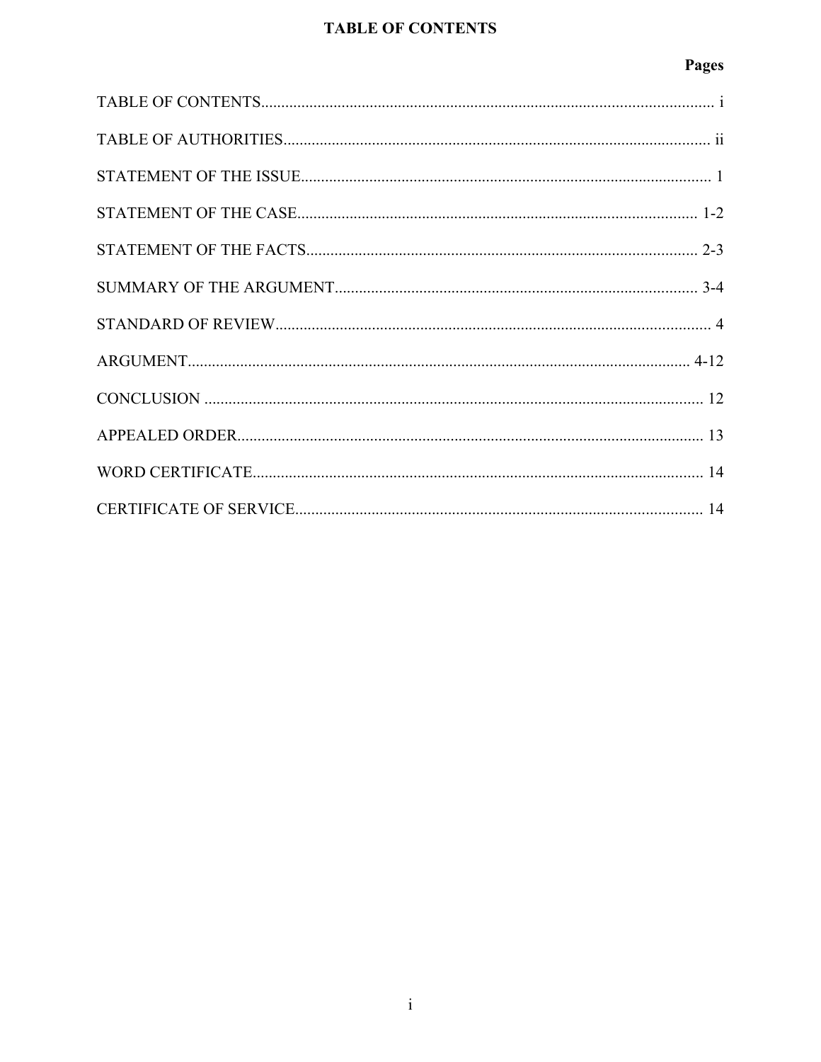# TABLE OF CONTENTS

| | Pages |
|---|---|
| TABLE OF CONTENTS | i |
| TABLE OF AUTHORITIES | ii |
| STATEMENT OF THE ISSUE | 1 |
| STATEMENT OF THE CASE | 1-2 |
| STATEMENT OF THE FACTS | 2-3 |
| SUMMARY OF THE ARGUMENT | 3-4 |
| STANDARD OF REVIEW | 4 |
| ARGUMENT | 4-12 |
| CONCLUSION | 12 |
| APPEALED ORDER | 13 |
| WORD CERTIFICATE | 14 |
| CERTIFICATE OF SERVICE | 14 |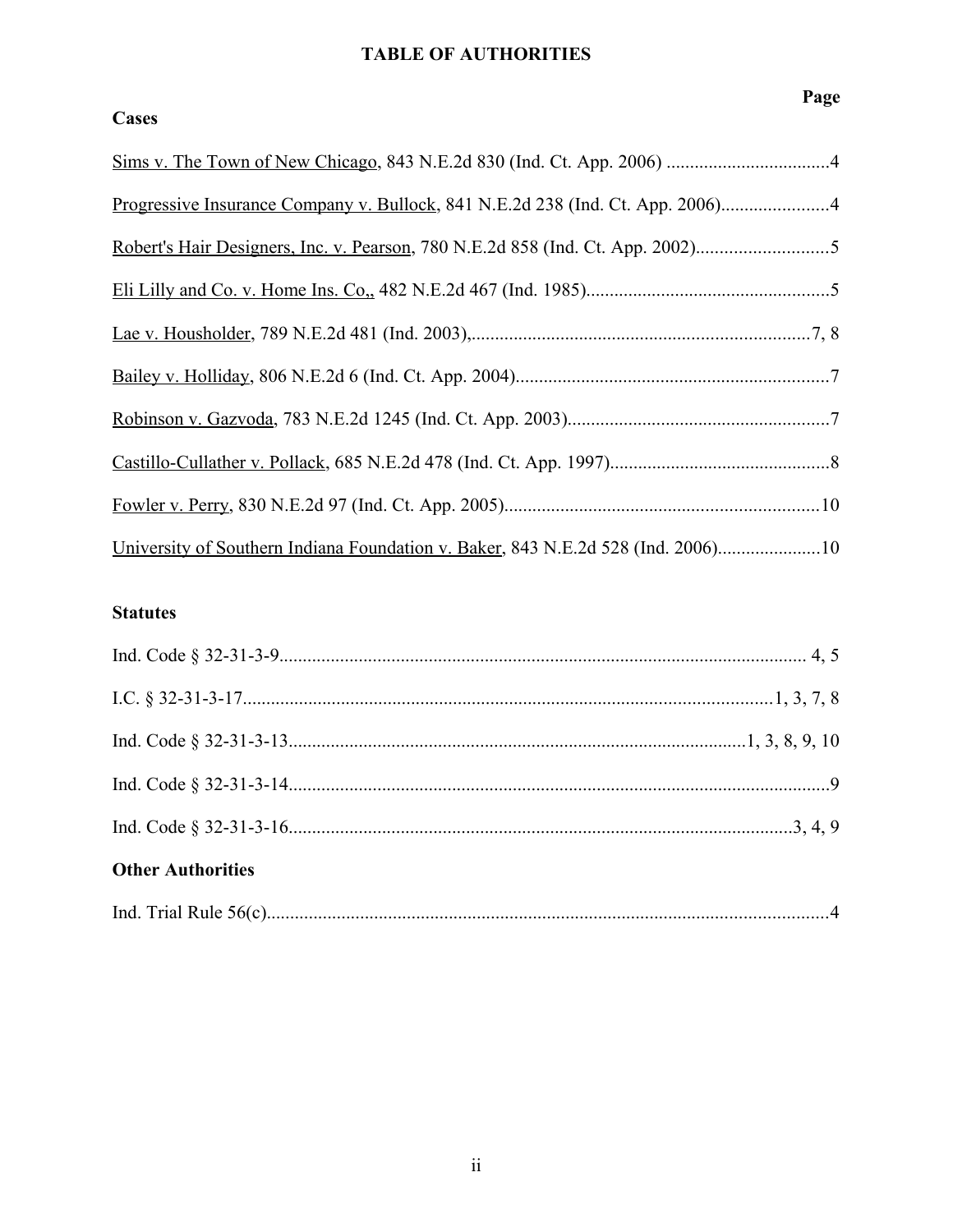# TABLE OF AUTHORITIES

**Page**

**Cases**

Sims v. The Town of New Chicago, 843 N.E.2d 830 (Ind. Ct. App. 2006) ...................................4

Progressive Insurance Company v. Bullock, 841 N.E.2d 238 (Ind. Ct. App. 2006).......................4

Robert's Hair Designers, Inc. v. Pearson, 780 N.E.2d 858 (Ind. Ct. App. 2002)............................5

Eli Lilly and Co. v. Home Ins. Co,, 482 N.E.2d 467 (Ind. 1985)....................................................5

Lae v. Housholder, 789 N.E.2d 481 (Ind. 2003),........................................................................7, 8

Bailey v. Holliday, 806 N.E.2d 6 (Ind. Ct. App. 2004)...................................................................7

Robinson v. Gazvoda, 783 N.E.2d 1245 (Ind. Ct. App. 2003).......................................................7

Castillo-Cullather v. Pollack, 685 N.E.2d 478 (Ind. Ct. App. 1997)...............................................8

Fowler v. Perry, 830 N.E.2d 97 (Ind. Ct. App. 2005)...................................................................10

University of Southern Indiana Foundation v. Baker, 843 N.E.2d 528 (Ind. 2006)......................10

**Statutes**

Ind. Code § 32-31-3-9................................................................................................................ 4, 5

I.C. § 32-31-3-17...............................................................................................................1, 3, 7, 8

Ind. Code § 32-31-3-13.................................................................................................1, 3, 8, 9, 10

Ind. Code § 32-31-3-14....................................................................................................................9

Ind. Code § 32-31-3-16............................................................................................................3, 4, 9

**Other Authorities**

Ind. Trial Rule 56(c)........................................................................................................................4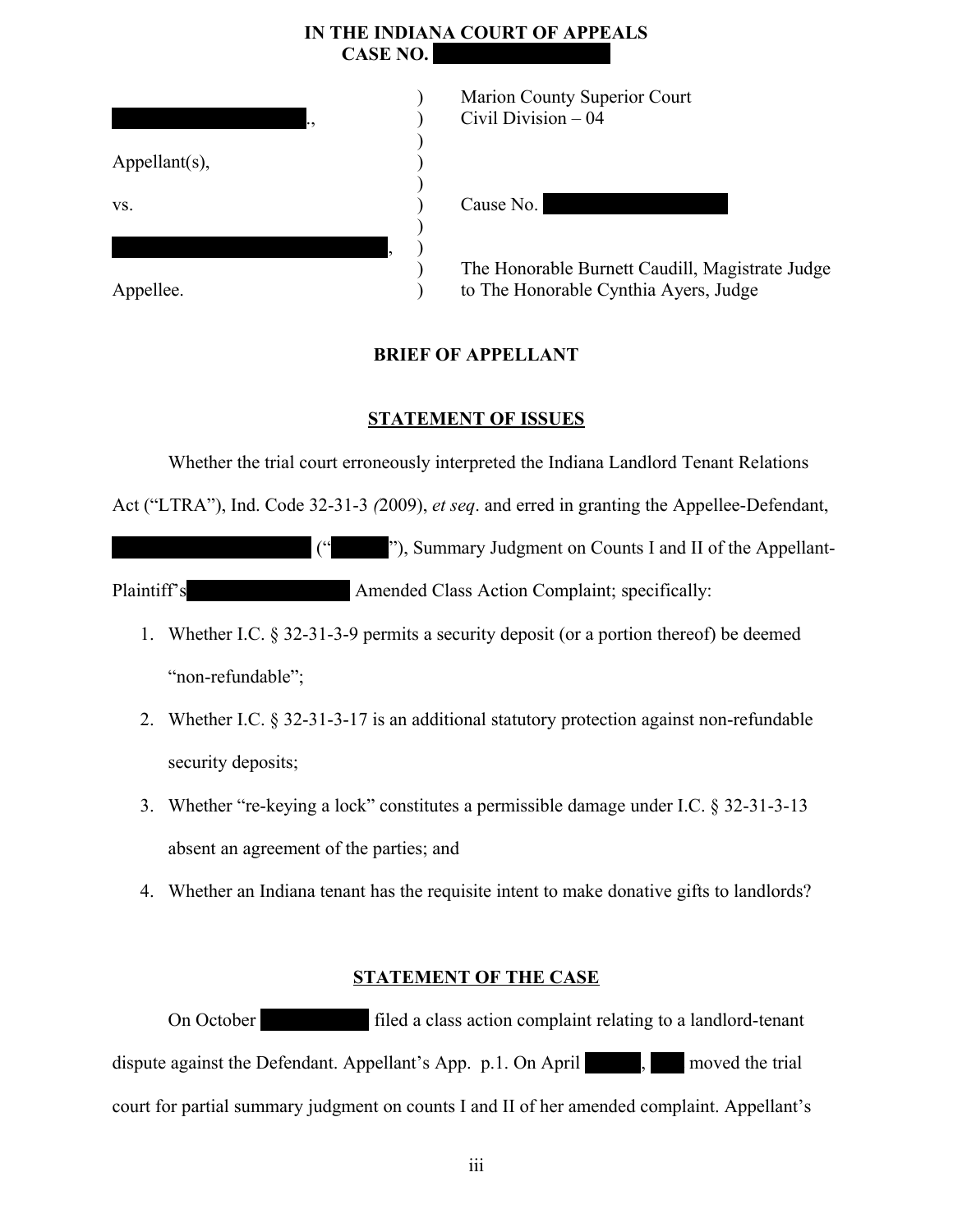**IN THE INDIANA COURT OF APPEALS**
**CASE NO. [REDACTED]**

| | | |
|---|---|---|
| [REDACTED]., | ) | Marion County Superior Court |
| | ) | Civil Division – 04 |
| Appellant(s), | ) | |
| vs. | ) | Cause No. [REDACTED] |
| [REDACTED], | ) | |
| Appellee. | ) | The Honorable Burnett Caudill, Magistrate Judge to The Honorable Cynthia Ayers, Judge |

## BRIEF OF APPELLANT

## STATEMENT OF ISSUES

Whether the trial court erroneously interpreted the Indiana Landlord Tenant Relations Act ("LTRA"), Ind. Code 32-31-3 *(*2009), *et seq*. and erred in granting the Appellee-Defendant, [REDACTED] ("[REDACTED]"), Summary Judgment on Counts I and II of the Appellant-Plaintiff's [REDACTED] Amended Class Action Complaint; specifically:

1. Whether I.C. § 32-31-3-9 permits a security deposit (or a portion thereof) be deemed "non-refundable";
2. Whether I.C. § 32-31-3-17 is an additional statutory protection against non-refundable security deposits;
3. Whether "re-keying a lock" constitutes a permissible damage under I.C. § 32-31-3-13 absent an agreement of the parties; and
4. Whether an Indiana tenant has the requisite intent to make donative gifts to landlords?

## STATEMENT OF THE CASE

On October [REDACTED] filed a class action complaint relating to a landlord-tenant dispute against the Defendant. Appellant's App. p.1. On April [REDACTED], [REDACTED] moved the trial court for partial summary judgment on counts I and II of her amended complaint. Appellant's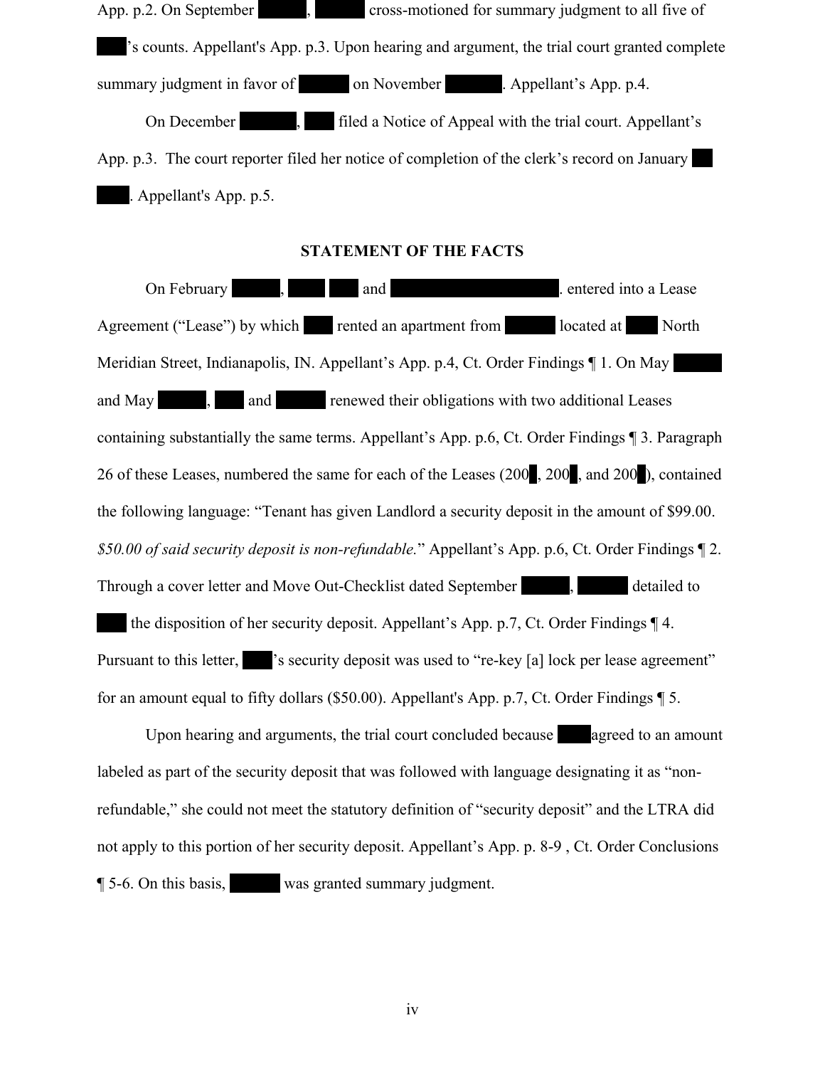App. p.2. On September ██████, ██████ cross-motioned for summary judgment to all five of ███'s counts. Appellant's App. p.3. Upon hearing and argument, the trial court granted complete summary judgment in favor of ██████ on November ███████. Appellant's App. p.4.

On December ███████, ███ filed a Notice of Appeal with the trial court. Appellant's App. p.3. The court reporter filed her notice of completion of the clerk's record on January ██ ████. Appellant's App. p.5.

## STATEMENT OF THE FACTS

On February ██████, ████ ███ and █████████████████████. entered into a Lease Agreement ("Lease") by which ███ rented an apartment from ██████ located at ███ North Meridian Street, Indianapolis, IN. Appellant's App. p.4, Ct. Order Findings ¶ 1. On May ██████ and May ██████, ███ and ██████ renewed their obligations with two additional Leases containing substantially the same terms. Appellant's App. p.6, Ct. Order Findings ¶ 3. Paragraph 26 of these Leases, numbered the same for each of the Leases (200█, 200█, and 200█), contained the following language: "Tenant has given Landlord a security deposit in the amount of $99.00. *$50.00 of said security deposit is non-refundable.*" Appellant's App. p.6, Ct. Order Findings ¶ 2. Through a cover letter and Move Out-Checklist dated September ██████, ██████ detailed to ███ the disposition of her security deposit. Appellant's App. p.7, Ct. Order Findings ¶ 4. Pursuant to this letter, ███'s security deposit was used to "re-key [a] lock per lease agreement" for an amount equal to fifty dollars ($50.00). Appellant's App. p.7, Ct. Order Findings ¶ 5.

Upon hearing and arguments, the trial court concluded because ████ agreed to an amount labeled as part of the security deposit that was followed with language designating it as "non-refundable," she could not meet the statutory definition of "security deposit" and the LTRA did not apply to this portion of her security deposit. Appellant's App. p. 8-9 , Ct. Order Conclusions ¶ 5-6. On this basis, ██████ was granted summary judgment.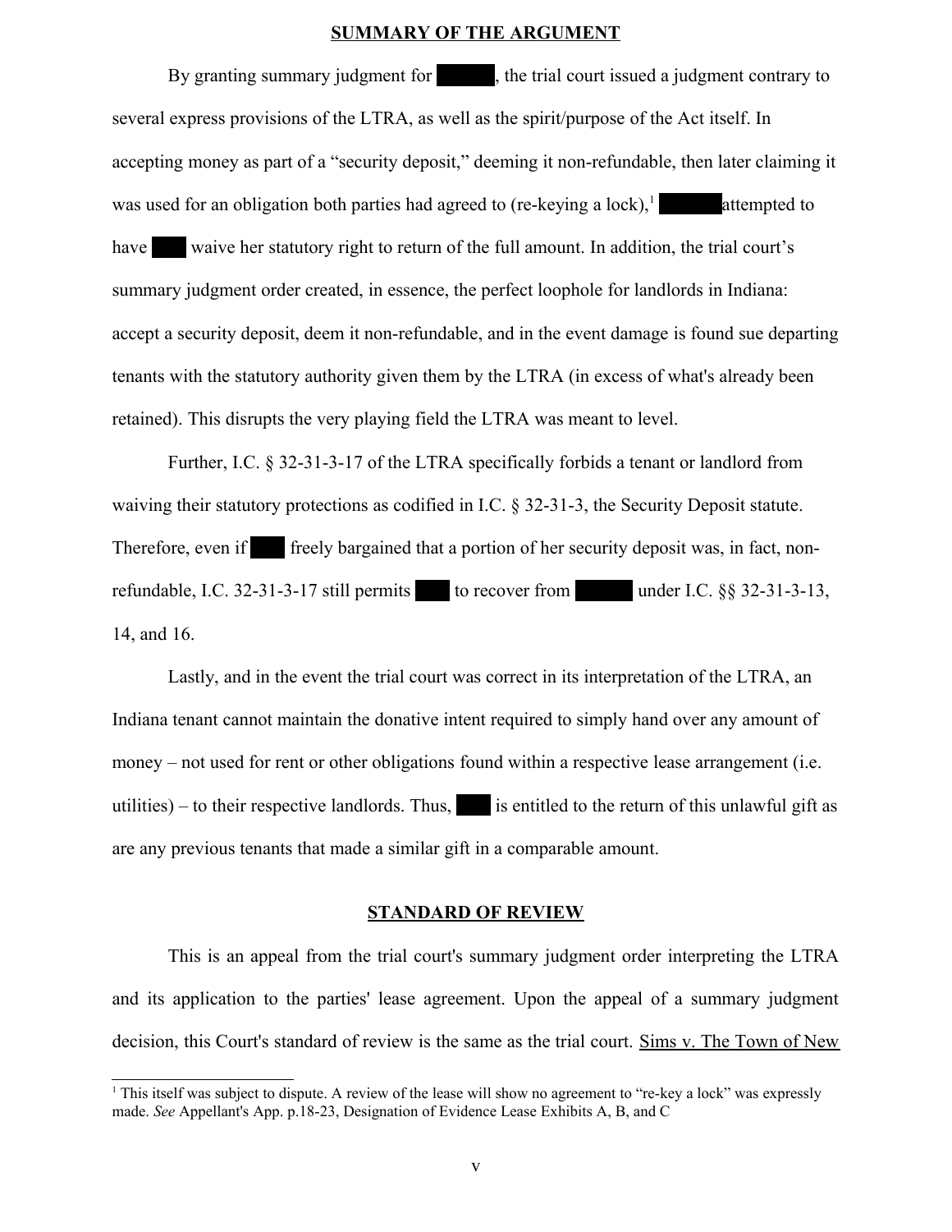## SUMMARY OF THE ARGUMENT

By granting summary judgment for ██████, the trial court issued a judgment contrary to several express provisions of the LTRA, as well as the spirit/purpose of the Act itself. In accepting money as part of a "security deposit," deeming it non-refundable, then later claiming it was used for an obligation both parties had agreed to (re-keying a lock),[1] ██████ attempted to have ███ waive her statutory right to return of the full amount. In addition, the trial court's summary judgment order created, in essence, the perfect loophole for landlords in Indiana: accept a security deposit, deem it non-refundable, and in the event damage is found sue departing tenants with the statutory authority given them by the LTRA (in excess of what's already been retained). This disrupts the very playing field the LTRA was meant to level.

Further, I.C. § 32-31-3-17 of the LTRA specifically forbids a tenant or landlord from waiving their statutory protections as codified in I.C. § 32-31-3, the Security Deposit statute. Therefore, even if ███ freely bargained that a portion of her security deposit was, in fact, non-refundable, I.C. 32-31-3-17 still permits ███ to recover from ██████ under I.C. §§ 32-31-3-13, 14, and 16.

Lastly, and in the event the trial court was correct in its interpretation of the LTRA, an Indiana tenant cannot maintain the donative intent required to simply hand over any amount of money – not used for rent or other obligations found within a respective lease arrangement (i.e. utilities) – to their respective landlords. Thus, ███ is entitled to the return of this unlawful gift as are any previous tenants that made a similar gift in a comparable amount.

## STANDARD OF REVIEW

This is an appeal from the trial court's summary judgment order interpreting the LTRA and its application to the parties' lease agreement. Upon the appeal of a summary judgment decision, this Court's standard of review is the same as the trial court. Sims v. The Town of New

[1] This itself was subject to dispute. A review of the lease will show no agreement to "re-key a lock" was expressly made. *See* Appellant's App. p.18-23, Designation of Evidence Lease Exhibits A, B, and C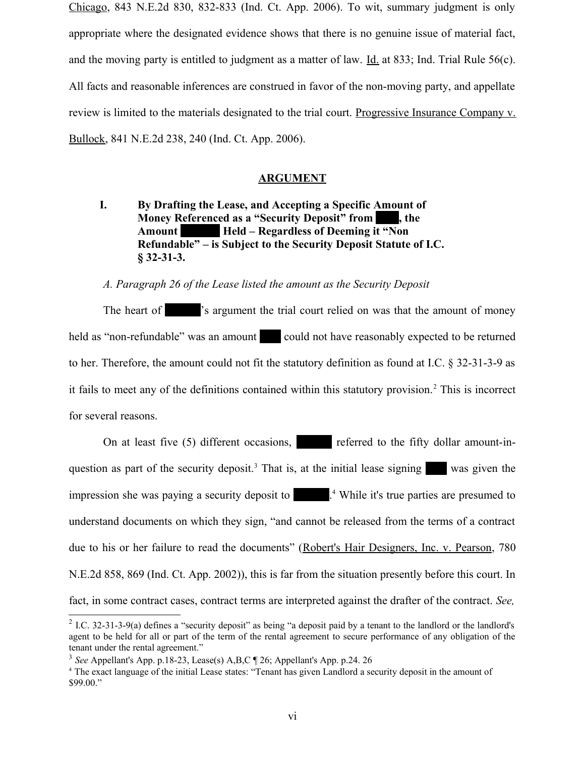Chicago, 843 N.E.2d 830, 832-833 (Ind. Ct. App. 2006). To wit, summary judgment is only appropriate where the designated evidence shows that there is no genuine issue of material fact, and the moving party is entitled to judgment as a matter of law. Id. at 833; Ind. Trial Rule 56(c). All facts and reasonable inferences are construed in favor of the non-moving party, and appellate review is limited to the materials designated to the trial court. Progressive Insurance Company v. Bullock, 841 N.E.2d 238, 240 (Ind. Ct. App. 2006).

## ARGUMENT

### I. By Drafting the Lease, and Accepting a Specific Amount of Money Referenced as a "Security Deposit" from ████, the Amount ██████ Held – Regardless of Deeming it "Non Refundable" – is Subject to the Security Deposit Statute of I.C. § 32-31-3.

*A. Paragraph 26 of the Lease listed the amount as the Security Deposit*

The heart of ██████'s argument the trial court relied on was that the amount of money held as "non-refundable" was an amount ███ could not have reasonably expected to be returned to her. Therefore, the amount could not fit the statutory definition as found at I.C. § 32-31-3-9 as it fails to meet any of the definitions contained within this statutory provision.[2] This is incorrect for several reasons.

On at least five (5) different occasions, ██████ referred to the fifty dollar amount-in-question as part of the security deposit.[3] That is, at the initial lease signing ███ was given the impression she was paying a security deposit to ██████.[4] While it's true parties are presumed to understand documents on which they sign, "and cannot be released from the terms of a contract due to his or her failure to read the documents" (Robert's Hair Designers, Inc. v. Pearson, 780 N.E.2d 858, 869 (Ind. Ct. App. 2002)), this is far from the situation presently before this court. In fact, in some contract cases, contract terms are interpreted against the drafter of the contract. *See,*

---

[2] I.C. 32-31-3-9(a) defines a "security deposit" as being "a deposit paid by a tenant to the landlord or the landlord's agent to be held for all or part of the term of the rental agreement to secure performance of any obligation of the tenant under the rental agreement."

[3] *See* Appellant's App. p.18-23, Lease(s) A,B,C ¶ 26; Appellant's App. p.24. 26

[4] The exact language of the initial Lease states: "Tenant has given Landlord a security deposit in the amount of $99.00."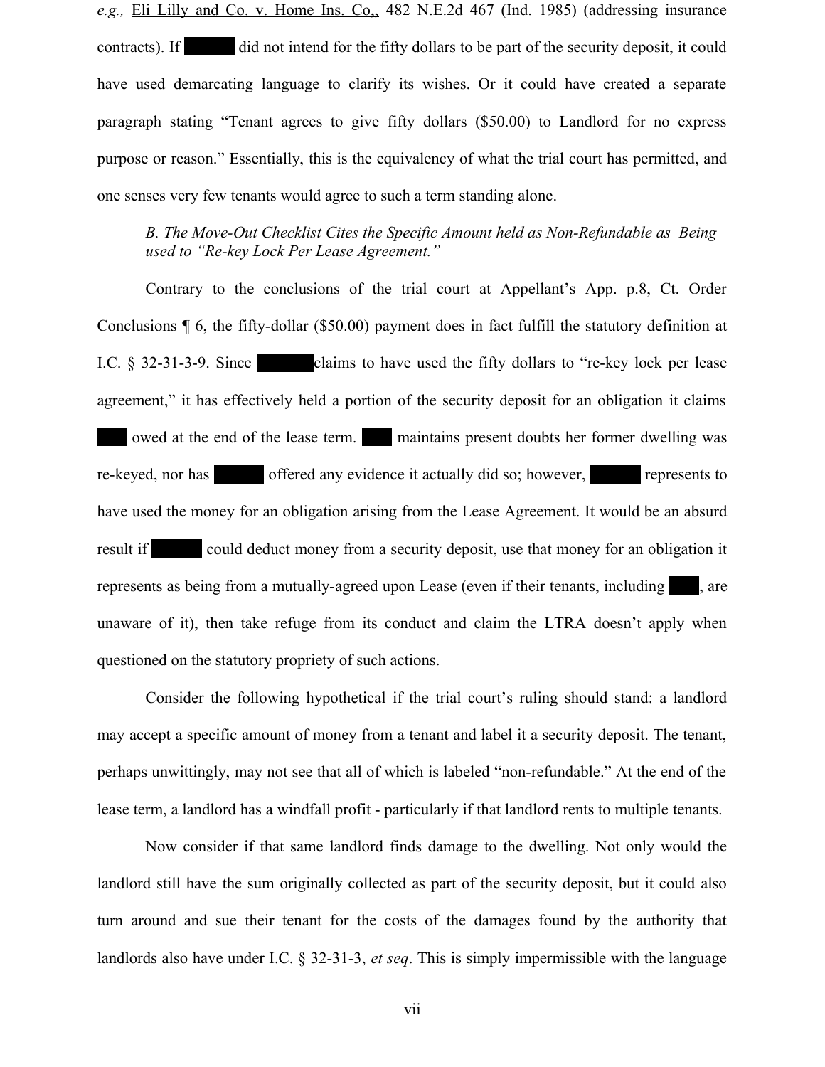*e.g.,* Eli Lilly and Co. v. Home Ins. Co,, 482 N.E.2d 467 (Ind. 1985) (addressing insurance contracts). If ██████ did not intend for the fifty dollars to be part of the security deposit, it could have used demarcating language to clarify its wishes. Or it could have created a separate paragraph stating "Tenant agrees to give fifty dollars ($50.00) to Landlord for no express purpose or reason." Essentially, this is the equivalency of what the trial court has permitted, and one senses very few tenants would agree to such a term standing alone.

*B. The Move-Out Checklist Cites the Specific Amount held as Non-Refundable as Being used to "Re-key Lock Per Lease Agreement."*

Contrary to the conclusions of the trial court at Appellant's App. p.8, Ct. Order Conclusions ¶ 6, the fifty-dollar ($50.00) payment does in fact fulfill the statutory definition at I.C. § 32-31-3-9. Since ██████ claims to have used the fifty dollars to "re-key lock per lease agreement," it has effectively held a portion of the security deposit for an obligation it claims ████ owed at the end of the lease term. ████ maintains present doubts her former dwelling was re-keyed, nor has ██████ offered any evidence it actually did so; however, ██████ represents to have used the money for an obligation arising from the Lease Agreement. It would be an absurd result if ██████ could deduct money from a security deposit, use that money for an obligation it represents as being from a mutually-agreed upon Lease (even if their tenants, including ████, are unaware of it), then take refuge from its conduct and claim the LTRA doesn't apply when questioned on the statutory propriety of such actions.

Consider the following hypothetical if the trial court's ruling should stand: a landlord may accept a specific amount of money from a tenant and label it a security deposit. The tenant, perhaps unwittingly, may not see that all of which is labeled "non-refundable." At the end of the lease term, a landlord has a windfall profit - particularly if that landlord rents to multiple tenants.

Now consider if that same landlord finds damage to the dwelling. Not only would the landlord still have the sum originally collected as part of the security deposit, but it could also turn around and sue their tenant for the costs of the damages found by the authority that landlords also have under I.C. § 32-31-3, *et seq*. This is simply impermissible with the language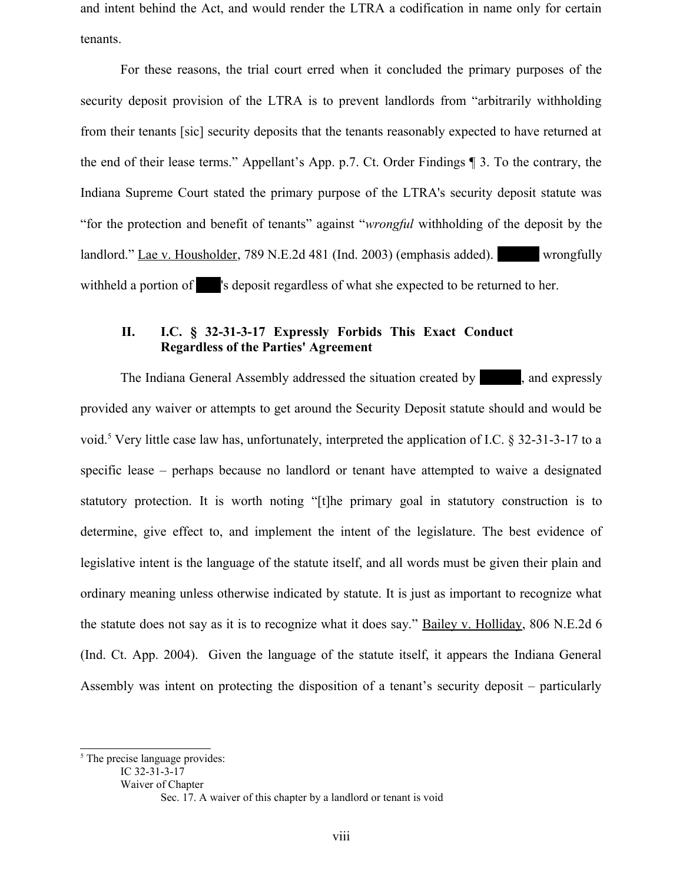and intent behind the Act, and would render the LTRA a codification in name only for certain tenants.

For these reasons, the trial court erred when it concluded the primary purposes of the security deposit provision of the LTRA is to prevent landlords from "arbitrarily withholding from their tenants [sic] security deposits that the tenants reasonably expected to have returned at the end of their lease terms." Appellant's App. p.7. Ct. Order Findings ¶ 3. To the contrary, the Indiana Supreme Court stated the primary purpose of the LTRA's security deposit statute was "for the protection and benefit of tenants" against "*wrongful* withholding of the deposit by the landlord." Lae v. Housholder, 789 N.E.2d 481 (Ind. 2003) (emphasis added). ██████ wrongfully withheld a portion of ███'s deposit regardless of what she expected to be returned to her.

## II. I.C. § 32-31-3-17 Expressly Forbids This Exact Conduct Regardless of the Parties' Agreement

The Indiana General Assembly addressed the situation created by ██████, and expressly provided any waiver or attempts to get around the Security Deposit statute should and would be void.[5] Very little case law has, unfortunately, interpreted the application of I.C. § 32-31-3-17 to a specific lease – perhaps because no landlord or tenant have attempted to waive a designated statutory protection. It is worth noting "[t]he primary goal in statutory construction is to determine, give effect to, and implement the intent of the legislature. The best evidence of legislative intent is the language of the statute itself, and all words must be given their plain and ordinary meaning unless otherwise indicated by statute. It is just as important to recognize what the statute does not say as it is to recognize what it does say." Bailey v. Holliday, 806 N.E.2d 6 (Ind. Ct. App. 2004). Given the language of the statute itself, it appears the Indiana General Assembly was intent on protecting the disposition of a tenant's security deposit – particularly

---

[5] The precise language provides:

IC 32-31-3-17

Waiver of Chapter

Sec. 17. A waiver of this chapter by a landlord or tenant is void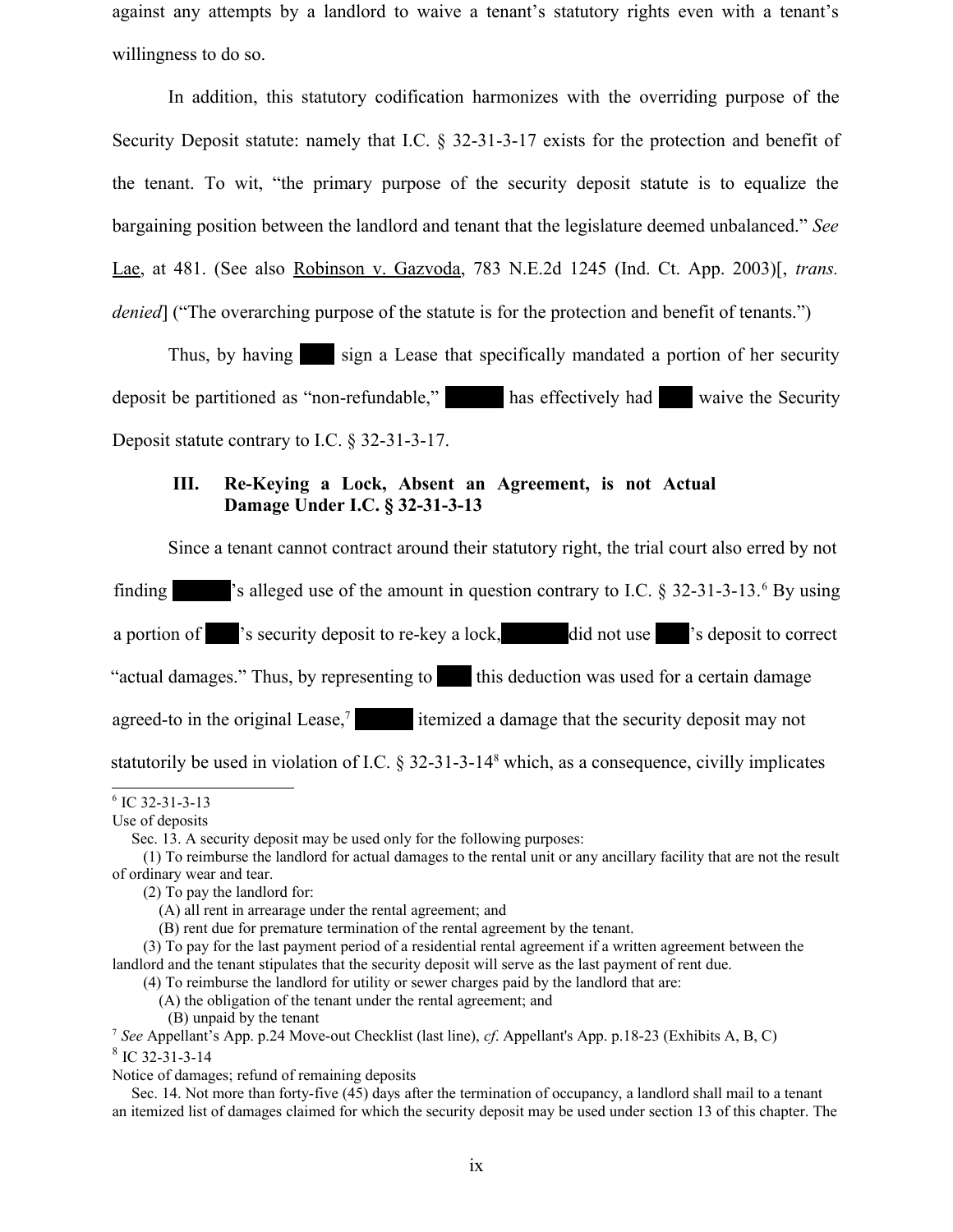against any attempts by a landlord to waive a tenant's statutory rights even with a tenant's willingness to do so.

In addition, this statutory codification harmonizes with the overriding purpose of the Security Deposit statute: namely that I.C. § 32-31-3-17 exists for the protection and benefit of the tenant. To wit, "the primary purpose of the security deposit statute is to equalize the bargaining position between the landlord and tenant that the legislature deemed unbalanced." *See* Lae, at 481. (See also Robinson v. Gazvoda, 783 N.E.2d 1245 (Ind. Ct. App. 2003)[, *trans. denied*] ("The overarching purpose of the statute is for the protection and benefit of tenants.")

Thus, by having ███ sign a Lease that specifically mandated a portion of her security deposit be partitioned as "non-refundable," █████ has effectively had ███ waive the Security Deposit statute contrary to I.C. § 32-31-3-17.

### III. Re-Keying a Lock, Absent an Agreement, is not Actual Damage Under I.C. § 32-31-3-13

Since a tenant cannot contract around their statutory right, the trial court also erred by not finding █████'s alleged use of the amount in question contrary to I.C. § 32-31-3-13.[6] By using a portion of ███'s security deposit to re-key a lock, █████ did not use ███'s deposit to correct "actual damages." Thus, by representing to ███ this deduction was used for a certain damage agreed-to in the original Lease,[7] █████ itemized a damage that the security deposit may not statutorily be used in violation of I.C. § 32-31-3-14[8] which, as a consequence, civilly implicates

---

[6] IC 32-31-3-13

Use of deposits

Sec. 13. A security deposit may be used only for the following purposes:

(1) To reimburse the landlord for actual damages to the rental unit or any ancillary facility that are not the result of ordinary wear and tear.

(2) To pay the landlord for:

(A) all rent in arrearage under the rental agreement; and

(B) rent due for premature termination of the rental agreement by the tenant.

(3) To pay for the last payment period of a residential rental agreement if a written agreement between the landlord and the tenant stipulates that the security deposit will serve as the last payment of rent due.

(4) To reimburse the landlord for utility or sewer charges paid by the landlord that are:

(A) the obligation of the tenant under the rental agreement; and

(B) unpaid by the tenant

[7] *See* Appellant's App. p.24 Move-out Checklist (last line), *cf*. Appellant's App. p.18-23 (Exhibits A, B, C)

[8] IC 32-31-3-14

Notice of damages; refund of remaining deposits

Sec. 14. Not more than forty-five (45) days after the termination of occupancy, a landlord shall mail to a tenant an itemized list of damages claimed for which the security deposit may be used under section 13 of this chapter. The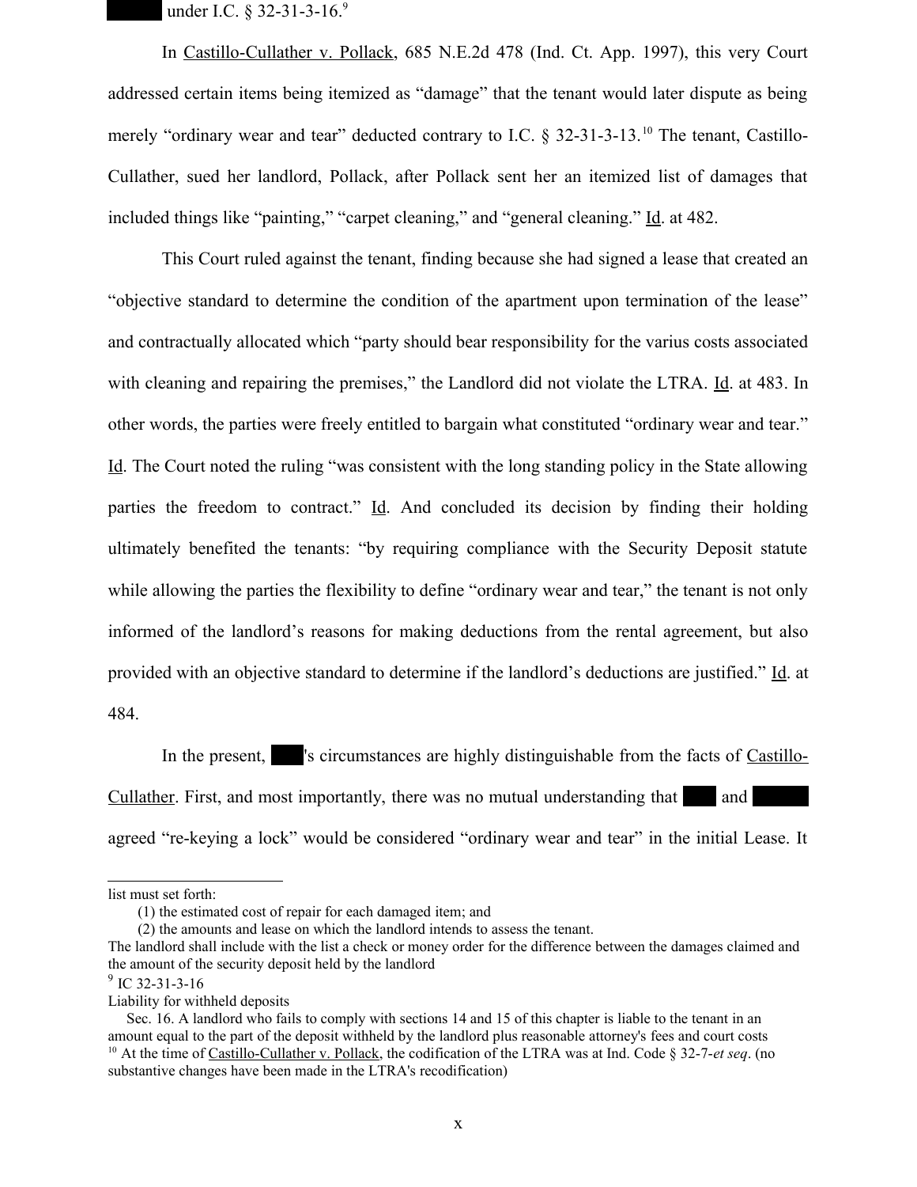███ under I.C. § 32-31-3-16.[9]

In Castillo-Cullather v. Pollack, 685 N.E.2d 478 (Ind. Ct. App. 1997), this very Court addressed certain items being itemized as "damage" that the tenant would later dispute as being merely "ordinary wear and tear" deducted contrary to I.C. § 32-31-3-13.[10] The tenant, Castillo-Cullather, sued her landlord, Pollack, after Pollack sent her an itemized list of damages that included things like "painting," "carpet cleaning," and "general cleaning." Id. at 482.

This Court ruled against the tenant, finding because she had signed a lease that created an "objective standard to determine the condition of the apartment upon termination of the lease" and contractually allocated which "party should bear responsibility for the varius costs associated with cleaning and repairing the premises," the Landlord did not violate the LTRA. Id. at 483. In other words, the parties were freely entitled to bargain what constituted "ordinary wear and tear." Id. The Court noted the ruling "was consistent with the long standing policy in the State allowing parties the freedom to contract." Id. And concluded its decision by finding their holding ultimately benefited the tenants: "by requiring compliance with the Security Deposit statute while allowing the parties the flexibility to define "ordinary wear and tear," the tenant is not only informed of the landlord's reasons for making deductions from the rental agreement, but also provided with an objective standard to determine if the landlord's deductions are justified." Id. at 484.

In the present, ███'s circumstances are highly distinguishable from the facts of Castillo-Cullather. First, and most importantly, there was no mutual understanding that ███ and ███ agreed "re-keying a lock" would be considered "ordinary wear and tear" in the initial Lease. It

---

list must set forth:
(1) the estimated cost of repair for each damaged item; and
(2) the amounts and lease on which the landlord intends to assess the tenant.
The landlord shall include with the list a check or money order for the difference between the damages claimed and the amount of the security deposit held by the landlord

[9] IC 32-31-3-16
Liability for withheld deposits
Sec. 16. A landlord who fails to comply with sections 14 and 15 of this chapter is liable to the tenant in an amount equal to the part of the deposit withheld by the landlord plus reasonable attorney's fees and court costs

[10] At the time of Castillo-Cullather v. Pollack, the codification of the LTRA was at Ind. Code § 32-7-*et seq*. (no substantive changes have been made in the LTRA's recodification)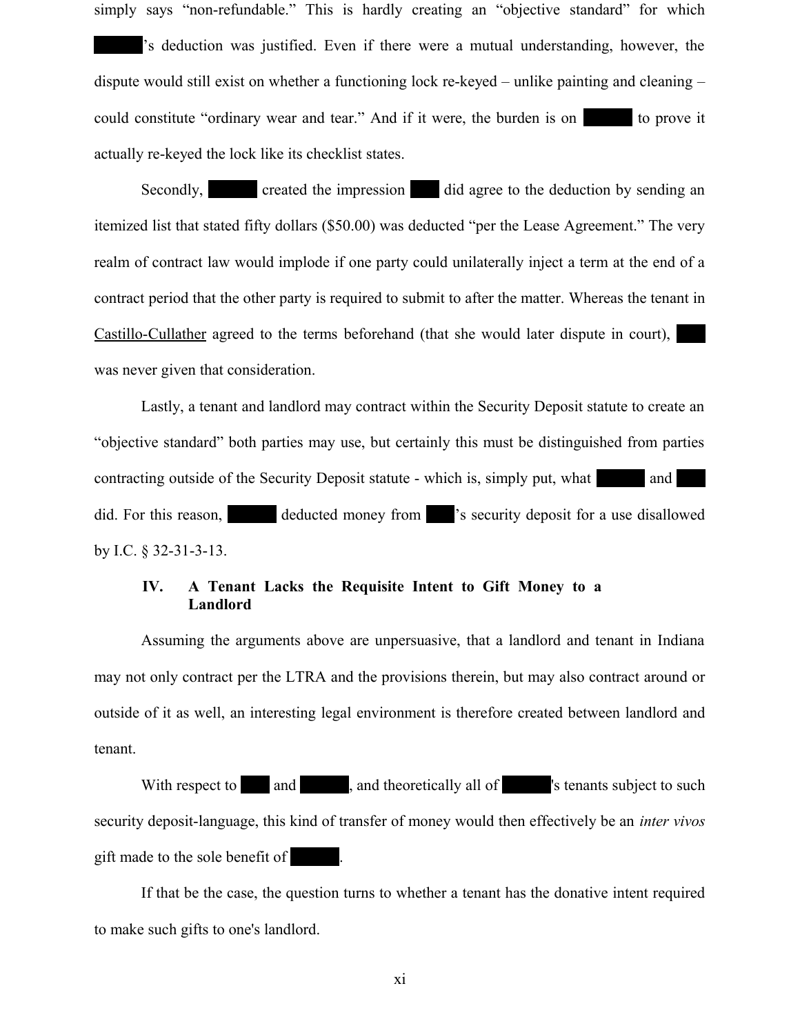simply says "non-refundable." This is hardly creating an "objective standard" for which ██████'s deduction was justified. Even if there were a mutual understanding, however, the dispute would still exist on whether a functioning lock re-keyed – unlike painting and cleaning – could constitute "ordinary wear and tear." And if it were, the burden is on ██████ to prove it actually re-keyed the lock like its checklist states.

Secondly, ██████ created the impression ████ did agree to the deduction by sending an itemized list that stated fifty dollars ($50.00) was deducted "per the Lease Agreement." The very realm of contract law would implode if one party could unilaterally inject a term at the end of a contract period that the other party is required to submit to after the matter. Whereas the tenant in Castillo-Cullather agreed to the terms beforehand (that she would later dispute in court), ████ was never given that consideration.

Lastly, a tenant and landlord may contract within the Security Deposit statute to create an "objective standard" both parties may use, but certainly this must be distinguished from parties contracting outside of the Security Deposit statute - which is, simply put, what ██████ and ████ did. For this reason, ██████ deducted money from ████'s security deposit for a use disallowed by I.C. § 32-31-3-13.

### IV. A Tenant Lacks the Requisite Intent to Gift Money to a Landlord

Assuming the arguments above are unpersuasive, that a landlord and tenant in Indiana may not only contract per the LTRA and the provisions therein, but may also contract around or outside of it as well, an interesting legal environment is therefore created between landlord and tenant.

With respect to ████ and ██████, and theoretically all of ██████'s tenants subject to such security deposit-language, this kind of transfer of money would then effectively be an *inter vivos* gift made to the sole benefit of ██████.

If that be the case, the question turns to whether a tenant has the donative intent required to make such gifts to one's landlord.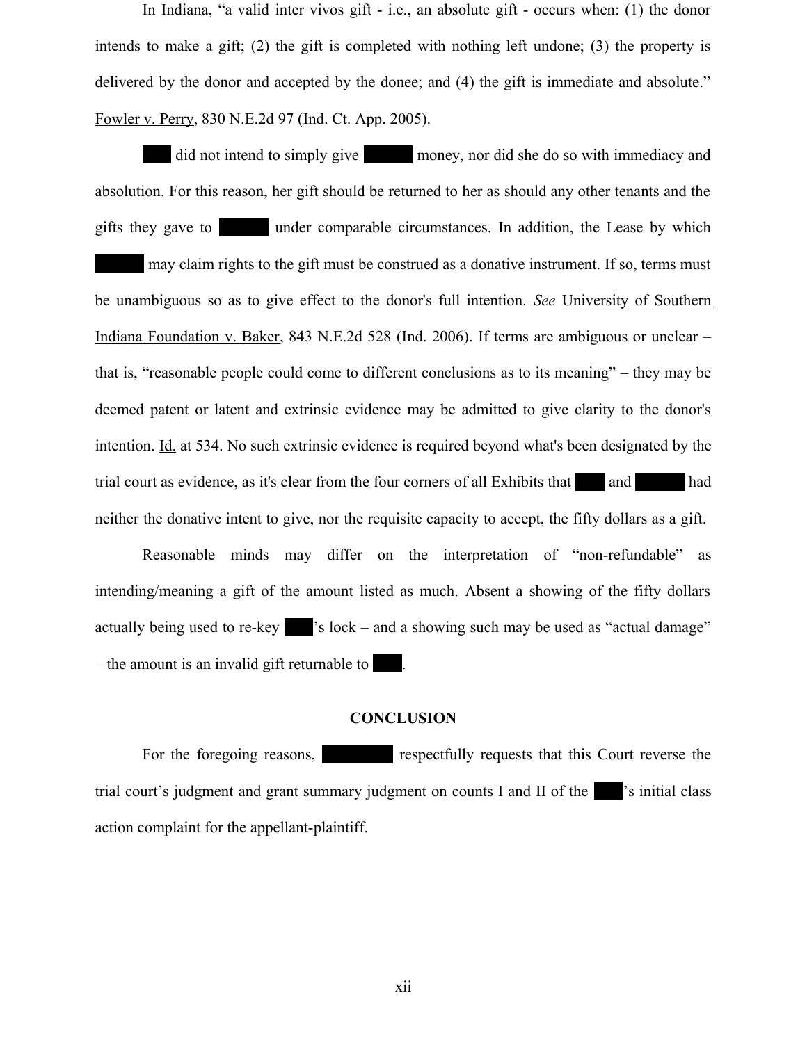In Indiana, "a valid inter vivos gift - i.e., an absolute gift - occurs when: (1) the donor intends to make a gift; (2) the gift is completed with nothing left undone; (3) the property is delivered by the donor and accepted by the donee; and (4) the gift is immediate and absolute." Fowler v. Perry, 830 N.E.2d 97 (Ind. Ct. App. 2005).

███ did not intend to simply give █████ money, nor did she do so with immediacy and absolution. For this reason, her gift should be returned to her as should any other tenants and the gifts they gave to █████ under comparable circumstances. In addition, the Lease by which █████ may claim rights to the gift must be construed as a donative instrument. If so, terms must be unambiguous so as to give effect to the donor's full intention. *See* University of Southern Indiana Foundation v. Baker, 843 N.E.2d 528 (Ind. 2006). If terms are ambiguous or unclear – that is, "reasonable people could come to different conclusions as to its meaning" – they may be deemed patent or latent and extrinsic evidence may be admitted to give clarity to the donor's intention. Id. at 534. No such extrinsic evidence is required beyond what's been designated by the trial court as evidence, as it's clear from the four corners of all Exhibits that ███ and █████ had neither the donative intent to give, nor the requisite capacity to accept, the fifty dollars as a gift.

Reasonable minds may differ on the interpretation of "non-refundable" as intending/meaning a gift of the amount listed as much. Absent a showing of the fifty dollars actually being used to re-key ███'s lock – and a showing such may be used as "actual damage" – the amount is an invalid gift returnable to ███.

## CONCLUSION

For the foregoing reasons, ███████ respectfully requests that this Court reverse the trial court's judgment and grant summary judgment on counts I and II of the ███'s initial class action complaint for the appellant-plaintiff.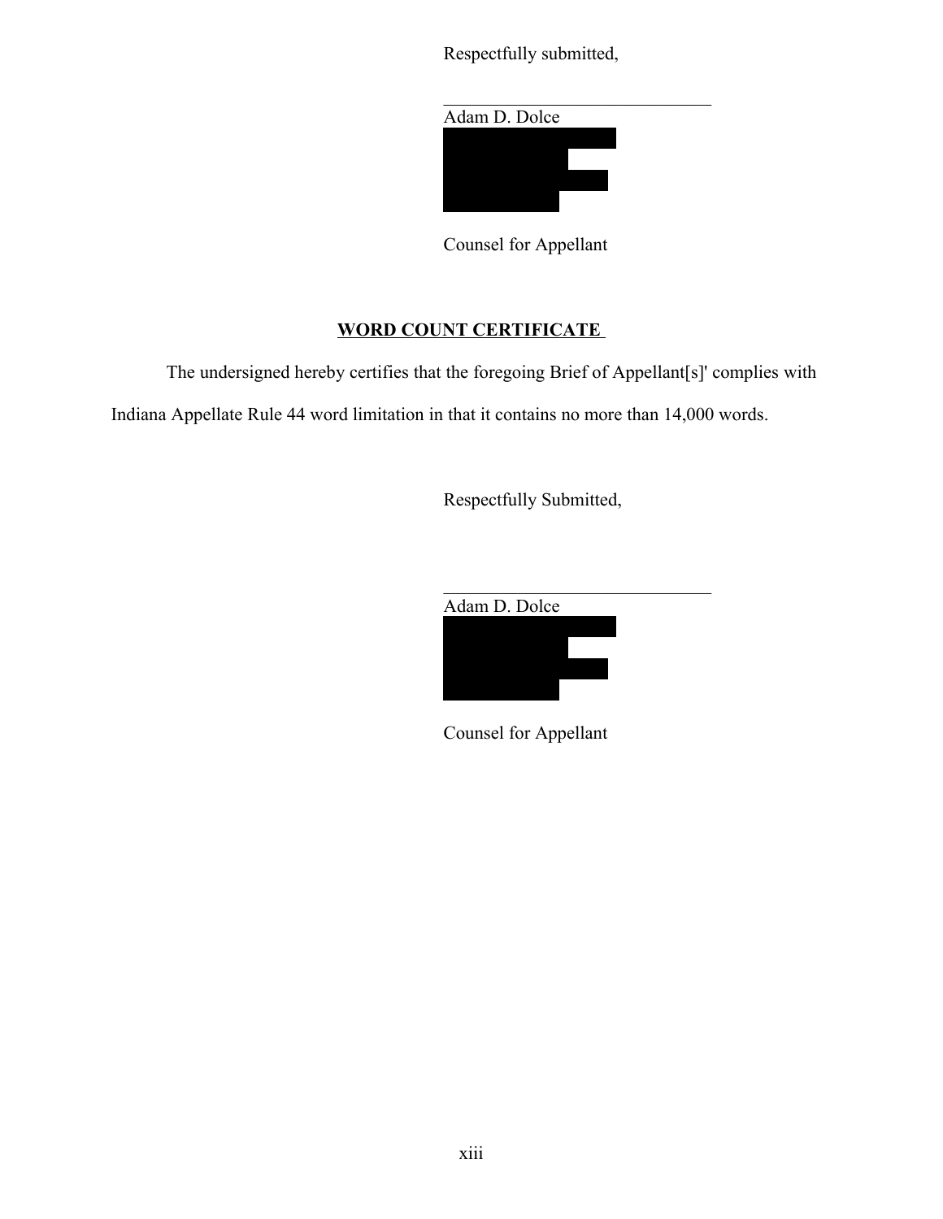Respectfully submitted,

\_\_\_\_\_\_\_\_\_\_\_\_\_\_\_\_\_\_\_\_\_\_\_\_\_\_\_\_\_\_

Adam D. Dolce

Counsel for Appellant

## WORD COUNT CERTIFICATE

The undersigned hereby certifies that the foregoing Brief of Appellant[s]' complies with Indiana Appellate Rule 44 word limitation in that it contains no more than 14,000 words.

Respectfully Submitted,

\_\_\_\_\_\_\_\_\_\_\_\_\_\_\_\_\_\_\_\_\_\_\_\_\_\_\_\_\_\_

Adam D. Dolce

Counsel for Appellant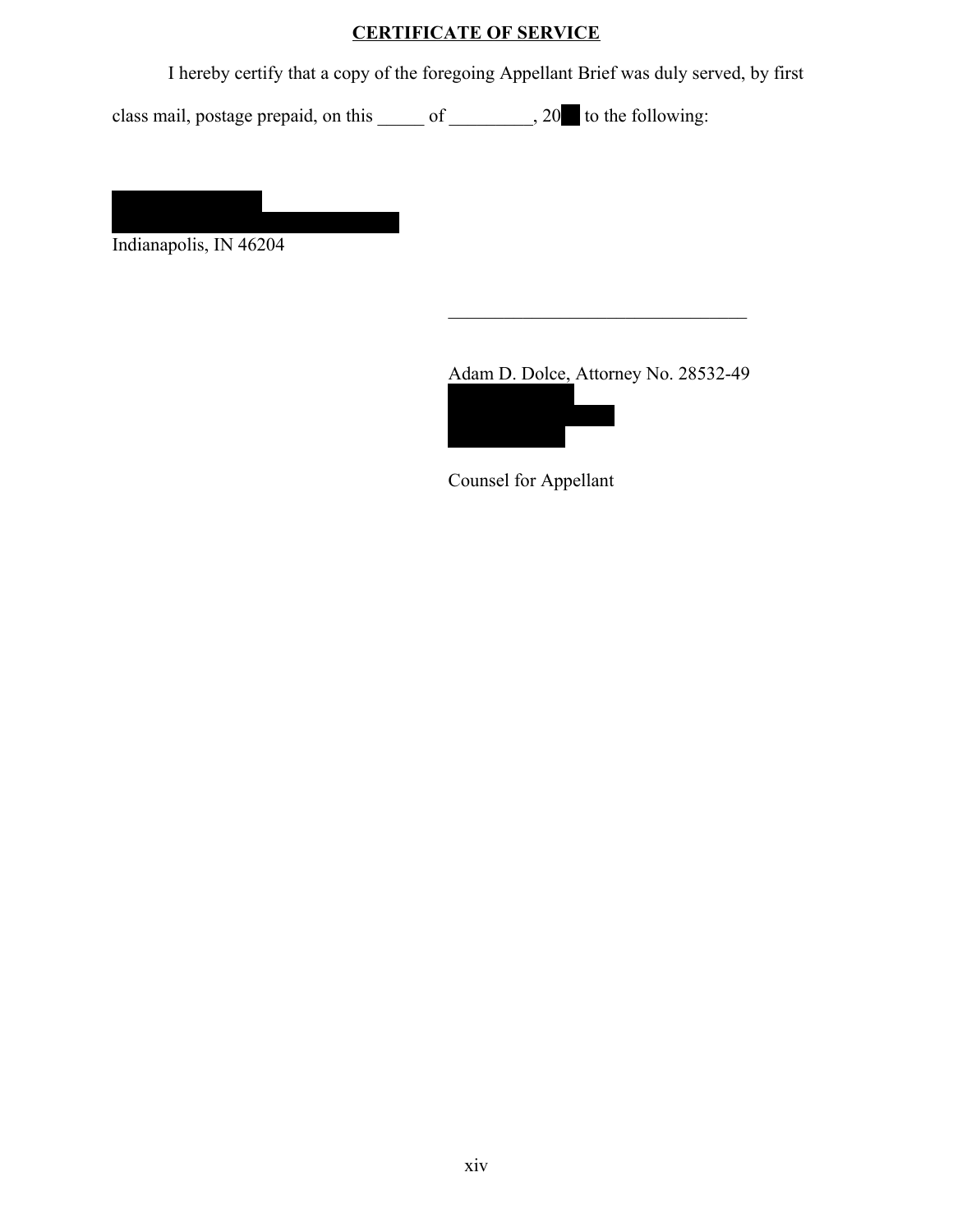## CERTIFICATE OF SERVICE

I hereby certify that a copy of the foregoing Appellant Brief was duly served, by first class mail, postage prepaid, on this _____ of _________, 20 to the following:

Indianapolis, IN 46204

________________________________

Adam D. Dolce, Attorney No. 28532-49

Counsel for Appellant